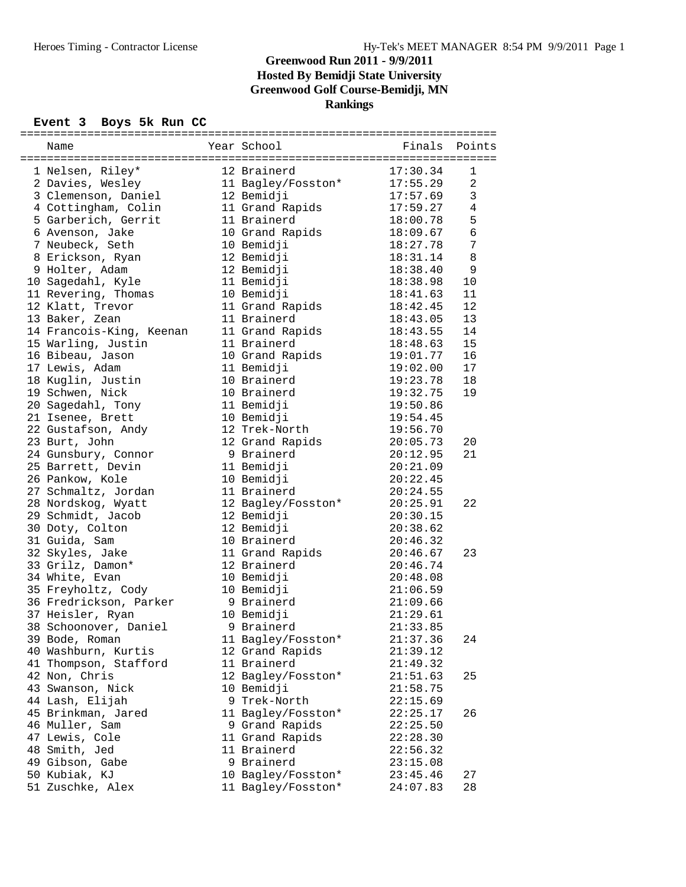# Greenwood Run 2011 - 9/9/2011

**Hosted By Bemidji State University**

**Greenwood Golf Course-Bemidji, MN**

**Rankings**

### Event 3 Boys 5k Run CC

| | Name | Year | School | Finals | Points |
|---|---|---|---|---|---|
| 1 | Nelsen, Riley* | 12 | Brainerd | 17:30.34 | 1 |
| 2 | Davies, Wesley | 11 | Bagley/Fosston* | 17:55.29 | 2 |
| 3 | Clemenson, Daniel | 12 | Bemidji | 17:57.69 | 3 |
| 4 | Cottingham, Colin | 11 | Grand Rapids | 17:59.27 | 4 |
| 5 | Garberich, Gerrit | 11 | Brainerd | 18:00.78 | 5 |
| 6 | Avenson, Jake | 10 | Grand Rapids | 18:09.67 | 6 |
| 7 | Neubeck, Seth | 10 | Bemidji | 18:27.78 | 7 |
| 8 | Erickson, Ryan | 12 | Bemidji | 18:31.14 | 8 |
| 9 | Holter, Adam | 12 | Bemidji | 18:38.40 | 9 |
| 10 | Sagedahl, Kyle | 11 | Bemidji | 18:38.98 | 10 |
| 11 | Revering, Thomas | 10 | Bemidji | 18:41.63 | 11 |
| 12 | Klatt, Trevor | 11 | Grand Rapids | 18:42.45 | 12 |
| 13 | Baker, Zean | 11 | Brainerd | 18:43.05 | 13 |
| 14 | Francois-King, Keenan | 11 | Grand Rapids | 18:43.55 | 14 |
| 15 | Warling, Justin | 11 | Brainerd | 18:48.63 | 15 |
| 16 | Bibeau, Jason | 10 | Grand Rapids | 19:01.77 | 16 |
| 17 | Lewis, Adam | 11 | Bemidji | 19:02.00 | 17 |
| 18 | Kuglin, Justin | 10 | Brainerd | 19:23.78 | 18 |
| 19 | Schwen, Nick | 10 | Brainerd | 19:32.75 | 19 |
| 20 | Sagedahl, Tony | 11 | Bemidji | 19:50.86 | |
| 21 | Isenee, Brett | 10 | Bemidji | 19:54.45 | |
| 22 | Gustafson, Andy | 12 | Trek-North | 19:56.70 | |
| 23 | Burt, John | 12 | Grand Rapids | 20:05.73 | 20 |
| 24 | Gunsbury, Connor | 9 | Brainerd | 20:12.95 | 21 |
| 25 | Barrett, Devin | 11 | Bemidji | 20:21.09 | |
| 26 | Pankow, Kole | 10 | Bemidji | 20:22.45 | |
| 27 | Schmaltz, Jordan | 11 | Brainerd | 20:24.55 | |
| 28 | Nordskog, Wyatt | 12 | Bagley/Fosston* | 20:25.91 | 22 |
| 29 | Schmidt, Jacob | 12 | Bemidji | 20:30.15 | |
| 30 | Doty, Colton | 12 | Bemidji | 20:38.62 | |
| 31 | Guida, Sam | 10 | Brainerd | 20:46.32 | |
| 32 | Skyles, Jake | 11 | Grand Rapids | 20:46.67 | 23 |
| 33 | Grilz, Damon* | 12 | Brainerd | 20:46.74 | |
| 34 | White, Evan | 10 | Bemidji | 20:48.08 | |
| 35 | Freyholtz, Cody | 10 | Bemidji | 21:06.59 | |
| 36 | Fredrickson, Parker | 9 | Brainerd | 21:09.66 | |
| 37 | Heisler, Ryan | 10 | Bemidji | 21:29.61 | |
| 38 | Schoonover, Daniel | 9 | Brainerd | 21:33.85 | |
| 39 | Bode, Roman | 11 | Bagley/Fosston* | 21:37.36 | 24 |
| 40 | Washburn, Kurtis | 12 | Grand Rapids | 21:39.12 | |
| 41 | Thompson, Stafford | 11 | Brainerd | 21:49.32 | |
| 42 | Non, Chris | 12 | Bagley/Fosston* | 21:51.63 | 25 |
| 43 | Swanson, Nick | 10 | Bemidji | 21:58.75 | |
| 44 | Lash, Elijah | 9 | Trek-North | 22:15.69 | |
| 45 | Brinkman, Jared | 11 | Bagley/Fosston* | 22:25.17 | 26 |
| 46 | Muller, Sam | 9 | Grand Rapids | 22:25.50 | |
| 47 | Lewis, Cole | 11 | Grand Rapids | 22:28.30 | |
| 48 | Smith, Jed | 11 | Brainerd | 22:56.32 | |
| 49 | Gibson, Gabe | 9 | Brainerd | 23:15.08 | |
| 50 | Kubiak, KJ | 10 | Bagley/Fosston* | 23:45.46 | 27 |
| 51 | Zuschke, Alex | 11 | Bagley/Fosston* | 24:07.83 | 28 |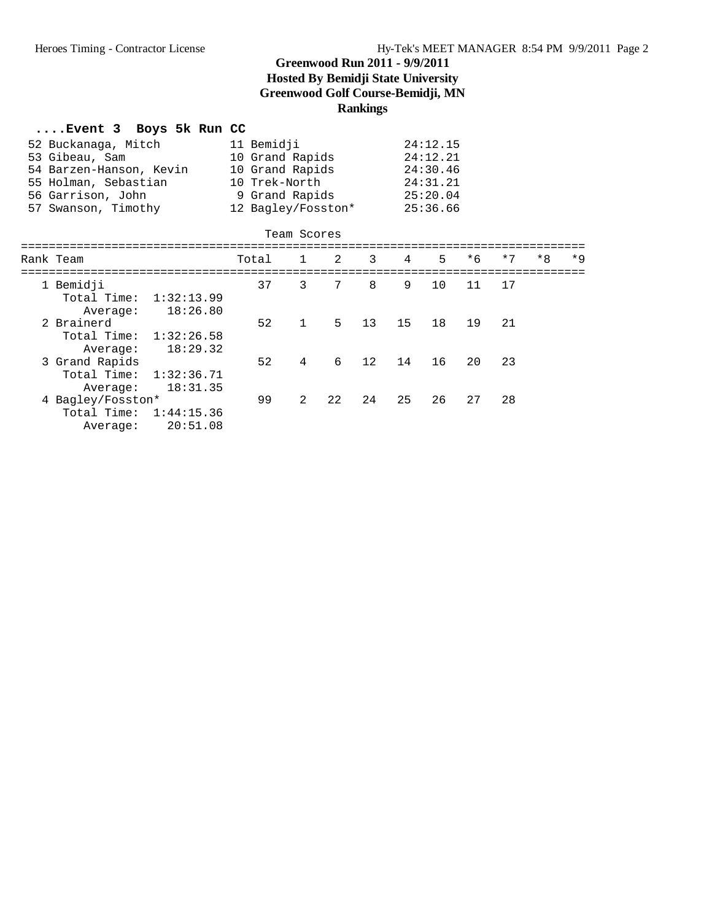# Greenwood Run 2011 - 9/9/2011

**Hosted By Bemidji State University**

**Greenwood Golf Course-Bemidji, MN**

**Rankings**

### ....Event 3 Boys 5k Run CC

| | | | | |
|---|---|---|---|---|
| 52 | Buckanaga, Mitch | 11 | Bemidji | 24:12.15 |
| 53 | Gibeau, Sam | 10 | Grand Rapids | 24:12.21 |
| 54 | Barzen-Hanson, Kevin | 10 | Grand Rapids | 24:30.46 |
| 55 | Holman, Sebastian | 10 | Trek-North | 24:31.21 |
| 56 | Garrison, John | 9 | Grand Rapids | 25:20.04 |
| 57 | Swanson, Timothy | 12 | Bagley/Fosston* | 25:36.66 |

Team Scores

| Rank | Team | Total | 1 | 2 | 3 | 4 | 5 | *6 | *7 | *8 | *9 |
|---|---|---|---|---|---|---|---|---|---|---|---|
| 1 | Bemidji | 37 | 3 | 7 | 8 | 9 | 10 | 11 | 17 | | |
| | Total Time: 1:32:13.99 | | | | | | | | | | |
| | Average: 18:26.80 | | | | | | | | | | |
| 2 | Brainerd | 52 | 1 | 5 | 13 | 15 | 18 | 19 | 21 | | |
| | Total Time: 1:32:26.58 | | | | | | | | | | |
| | Average: 18:29.32 | | | | | | | | | | |
| 3 | Grand Rapids | 52 | 4 | 6 | 12 | 14 | 16 | 20 | 23 | | |
| | Total Time: 1:32:36.71 | | | | | | | | | | |
| | Average: 18:31.35 | | | | | | | | | | |
| 4 | Bagley/Fosston* | 99 | 2 | 22 | 24 | 25 | 26 | 27 | 28 | | |
| | Total Time: 1:44:15.36 | | | | | | | | | | |
| | Average: 20:51.08 | | | | | | | | | | |